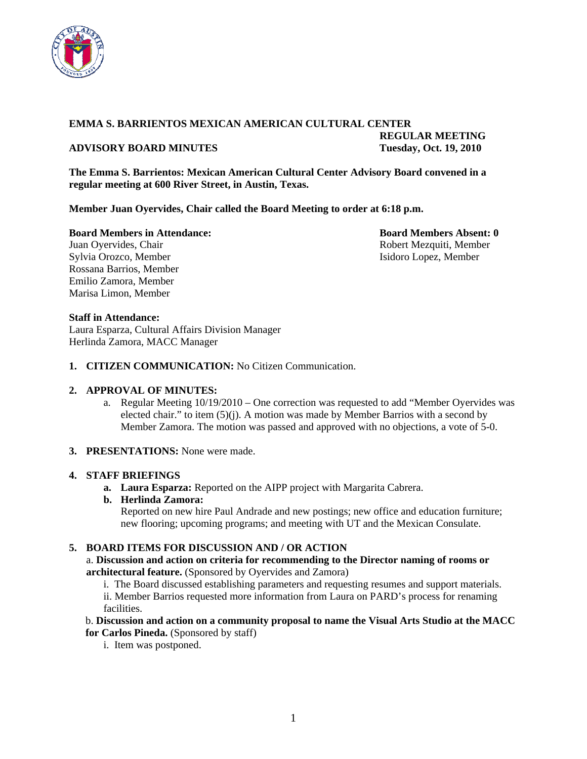**EMMA S. BARRIENTOS MEXICAN AMERICAN CULTURAL CENTER**

**ADVISORY BOARD MINUTES**

**REGULAR MEETING**
**Tuesday, Oct. 19, 2010**

**The Emma S. Barrientos: Mexican American Cultural Center Advisory Board convened in a regular meeting at 600 River Street, in Austin, Texas.**

**Member Juan Oyervides, Chair called the Board Meeting to order at 6:18 p.m.**

**Board Members in Attendance:**
Juan Oyervides, Chair
Sylvia Orozco, Member
Rossana Barrios, Member
Emilio Zamora, Member
Marisa Limon, Member

**Board Members Absent: 0**
Robert Mezquiti, Member
Isidoro Lopez, Member

**Staff in Attendance:**
Laura Esparza, Cultural Affairs Division Manager
Herlinda Zamora, MACC Manager

1. **CITIZEN COMMUNICATION:** No Citizen Communication.

2. **APPROVAL OF MINUTES:**
   a. Regular Meeting 10/19/2010 – One correction was requested to add "Member Oyervides was elected chair." to item (5)(j). A motion was made by Member Barrios with a second by Member Zamora. The motion was passed and approved with no objections, a vote of 5-0.

3. **PRESENTATIONS:** None were made.

4. **STAFF BRIEFINGS**
   a. **Laura Esparza:** Reported on the AIPP project with Margarita Cabrera.
   b. **Herlinda Zamora:**
   Reported on new hire Paul Andrade and new postings; new office and education furniture; new flooring; upcoming programs; and meeting with UT and the Mexican Consulate.

5. **BOARD ITEMS FOR DISCUSSION AND / OR ACTION**
   a. **Discussion and action on criteria for recommending to the Director naming of rooms or architectural feature.** (Sponsored by Oyervides and Zamora)
      i. The Board discussed establishing parameters and requesting resumes and support materials.
      ii. Member Barrios requested more information from Laura on PARD's process for renaming facilities.

   b. **Discussion and action on a community proposal to name the Visual Arts Studio at the MACC for Carlos Pineda.** (Sponsored by staff)
      i. Item was postponed.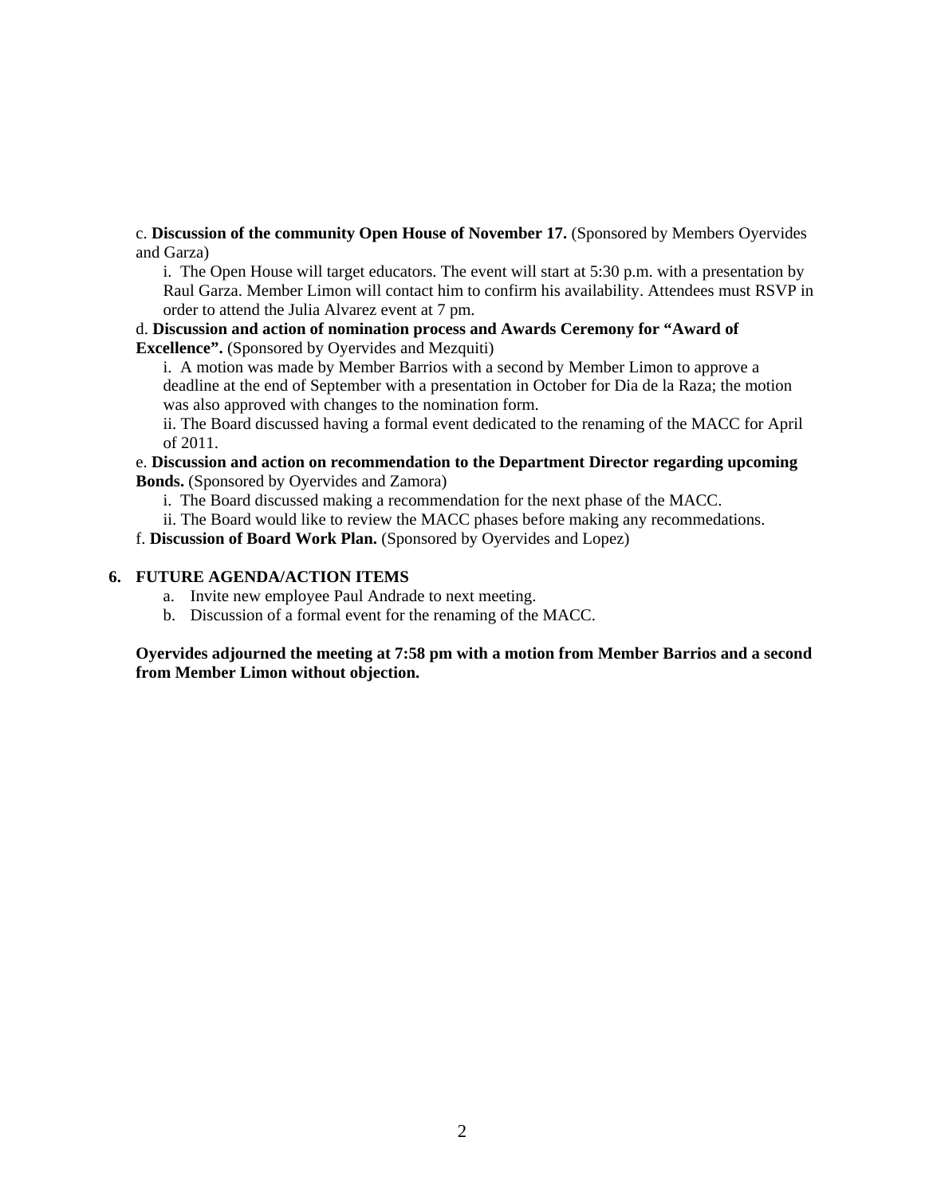c. **Discussion of the community Open House of November 17.** (Sponsored by Members Oyervides and Garza)

i. The Open House will target educators. The event will start at 5:30 p.m. with a presentation by Raul Garza. Member Limon will contact him to confirm his availability. Attendees must RSVP in order to attend the Julia Alvarez event at 7 pm.

d. **Discussion and action of nomination process and Awards Ceremony for "Award of Excellence".** (Sponsored by Oyervides and Mezquiti)

i. A motion was made by Member Barrios with a second by Member Limon to approve a deadline at the end of September with a presentation in October for Dia de la Raza; the motion was also approved with changes to the nomination form.

ii. The Board discussed having a formal event dedicated to the renaming of the MACC for April of 2011.

e. **Discussion and action on recommendation to the Department Director regarding upcoming Bonds.** (Sponsored by Oyervides and Zamora)

i. The Board discussed making a recommendation for the next phase of the MACC.

ii. The Board would like to review the MACC phases before making any recommedations.

f. **Discussion of Board Work Plan.** (Sponsored by Oyervides and Lopez)

**6. FUTURE AGENDA/ACTION ITEMS**

a. Invite new employee Paul Andrade to next meeting.
b. Discussion of a formal event for the renaming of the MACC.

**Oyervides adjourned the meeting at 7:58 pm with a motion from Member Barrios and a second from Member Limon without objection.**